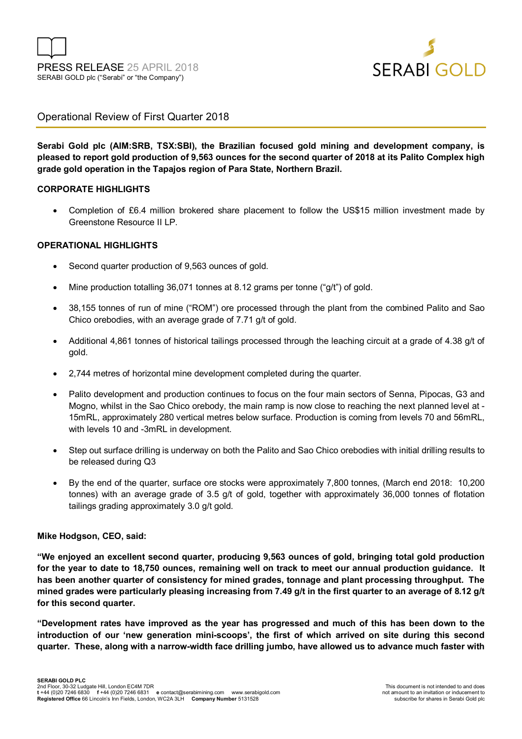PRESS RELEASE 25 APRIL 2018
SERABI GOLD plc ("Serabi" or "the Company")

SERABI GOLD

# Operational Review of First Quarter 2018

**Serabi Gold plc (AIM:SRB, TSX:SBI), the Brazilian focused gold mining and development company, is pleased to report gold production of 9,563 ounces for the second quarter of 2018 at its Palito Complex high grade gold operation in the Tapajos region of Para State, Northern Brazil.**

**CORPORATE HIGHLIGHTS**

- Completion of £6.4 million brokered share placement to follow the US$15 million investment made by Greenstone Resource II LP.

**OPERATIONAL HIGHLIGHTS**

- Second quarter production of 9,563 ounces of gold.
- Mine production totalling 36,071 tonnes at 8.12 grams per tonne ("g/t") of gold.
- 38,155 tonnes of run of mine ("ROM") ore processed through the plant from the combined Palito and Sao Chico orebodies, with an average grade of 7.71 g/t of gold.
- Additional 4,861 tonnes of historical tailings processed through the leaching circuit at a grade of 4.38 g/t of gold.
- 2,744 metres of horizontal mine development completed during the quarter.
- Palito development and production continues to focus on the four main sectors of Senna, Pipocas, G3 and Mogno, whilst in the Sao Chico orebody, the main ramp is now close to reaching the next planned level at -15mRL, approximately 280 vertical metres below surface. Production is coming from levels 70 and 56mRL, with levels 10 and -3mRL in development.
- Step out surface drilling is underway on both the Palito and Sao Chico orebodies with initial drilling results to be released during Q3
- By the end of the quarter, surface ore stocks were approximately 7,800 tonnes, (March end 2018: 10,200 tonnes) with an average grade of 3.5 g/t of gold, together with approximately 36,000 tonnes of flotation tailings grading approximately 3.0 g/t gold.

**Mike Hodgson, CEO, said:**

**"We enjoyed an excellent second quarter, producing 9,563 ounces of gold, bringing total gold production for the year to date to 18,750 ounces, remaining well on track to meet our annual production guidance. It has been another quarter of consistency for mined grades, tonnage and plant processing throughput. The mined grades were particularly pleasing increasing from 7.49 g/t in the first quarter to an average of 8.12 g/t for this second quarter.**

**"Development rates have improved as the year has progressed and much of this has been down to the introduction of our 'new generation mini-scoops', the first of which arrived on site during this second quarter. These, along with a narrow-width face drilling jumbo, have allowed us to advance much faster with**

**SERABI GOLD PLC**
2nd Floor, 30-32 Ludgate Hill, London EC4M 7DR
**t** +44 (0)20 7246 6830 **f** +44 (0)20 7246 6831 **e** contact@serabimining.com www.serabigold.com
**Registered Office** 66 Lincoln's Inn Fields, London, WC2A 3LH **Company Number** 5131528

This document is not intended to and does not amount to an invitation or inducement to subscribe for shares in Serabi Gold plc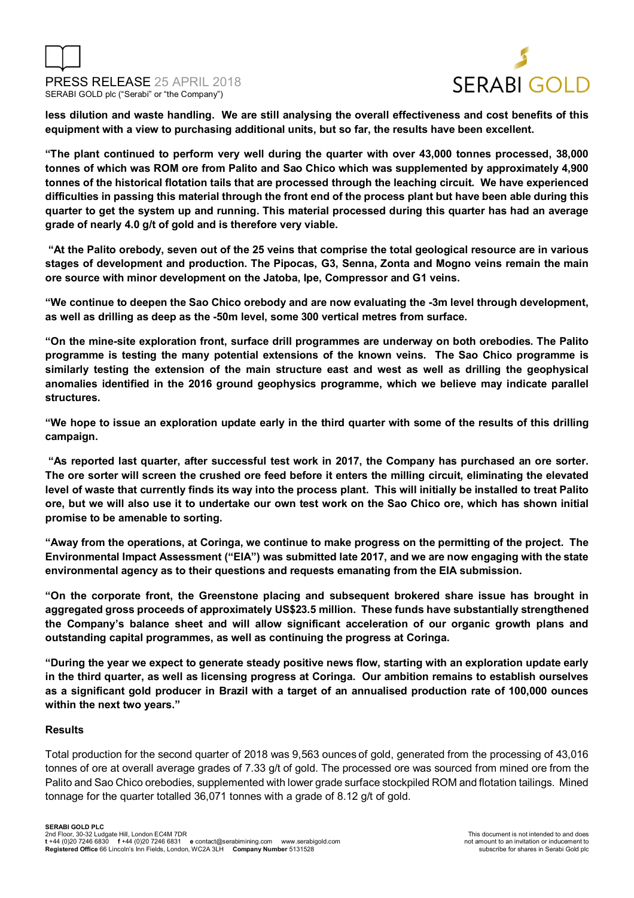**less dilution and waste handling. We are still analysing the overall effectiveness and cost benefits of this equipment with a view to purchasing additional units, but so far, the results have been excellent.**

**"The plant continued to perform very well during the quarter with over 43,000 tonnes processed, 38,000 tonnes of which was ROM ore from Palito and Sao Chico which was supplemented by approximately 4,900 tonnes of the historical flotation tails that are processed through the leaching circuit. We have experienced difficulties in passing this material through the front end of the process plant but have been able during this quarter to get the system up and running. This material processed during this quarter has had an average grade of nearly 4.0 g/t of gold and is therefore very viable.**

**"At the Palito orebody, seven out of the 25 veins that comprise the total geological resource are in various stages of development and production. The Pipocas, G3, Senna, Zonta and Mogno veins remain the main ore source with minor development on the Jatoba, Ipe, Compressor and G1 veins.**

**"We continue to deepen the Sao Chico orebody and are now evaluating the -3m level through development, as well as drilling as deep as the -50m level, some 300 vertical metres from surface.**

**"On the mine-site exploration front, surface drill programmes are underway on both orebodies. The Palito programme is testing the many potential extensions of the known veins. The Sao Chico programme is similarly testing the extension of the main structure east and west as well as drilling the geophysical anomalies identified in the 2016 ground geophysics programme, which we believe may indicate parallel structures.**

**"We hope to issue an exploration update early in the third quarter with some of the results of this drilling campaign.**

**"As reported last quarter, after successful test work in 2017, the Company has purchased an ore sorter. The ore sorter will screen the crushed ore feed before it enters the milling circuit, eliminating the elevated level of waste that currently finds its way into the process plant. This will initially be installed to treat Palito ore, but we will also use it to undertake our own test work on the Sao Chico ore, which has shown initial promise to be amenable to sorting.**

**"Away from the operations, at Coringa, we continue to make progress on the permitting of the project. The Environmental Impact Assessment ("EIA") was submitted late 2017, and we are now engaging with the state environmental agency as to their questions and requests emanating from the EIA submission.**

**"On the corporate front, the Greenstone placing and subsequent brokered share issue has brought in aggregated gross proceeds of approximately US$23.5 million. These funds have substantially strengthened the Company's balance sheet and will allow significant acceleration of our organic growth plans and outstanding capital programmes, as well as continuing the progress at Coringa.**

**"During the year we expect to generate steady positive news flow, starting with an exploration update early in the third quarter, as well as licensing progress at Coringa. Our ambition remains to establish ourselves as a significant gold producer in Brazil with a target of an annualised production rate of 100,000 ounces within the next two years."**

### Results

Total production for the second quarter of 2018 was 9,563 ounces of gold, generated from the processing of 43,016 tonnes of ore at overall average grades of 7.33 g/t of gold. The processed ore was sourced from mined ore from the Palito and Sao Chico orebodies, supplemented with lower grade surface stockpiled ROM and flotation tailings. Mined tonnage for the quarter totalled 36,071 tonnes with a grade of 8.12 g/t of gold.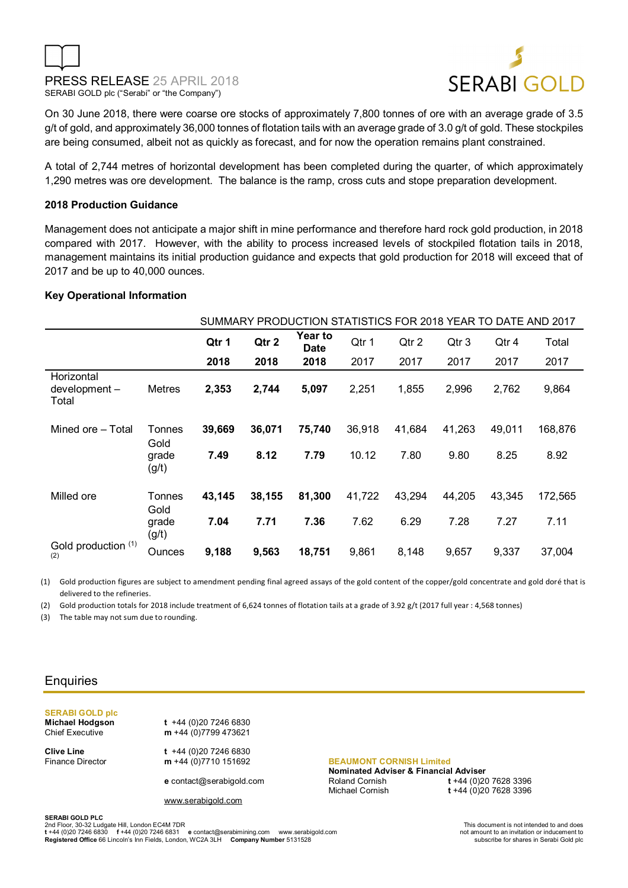On 30 June 2018, there were coarse ore stocks of approximately 7,800 tonnes of ore with an average grade of 3.5 g/t of gold, and approximately 36,000 tonnes of flotation tails with an average grade of 3.0 g/t of gold. These stockpiles are being consumed, albeit not as quickly as forecast, and for now the operation remains plant constrained.

A total of 2,744 metres of horizontal development has been completed during the quarter, of which approximately 1,290 metres was ore development. The balance is the ramp, cross cuts and stope preparation development.

### 2018 Production Guidance

Management does not anticipate a major shift in mine performance and therefore hard rock gold production, in 2018 compared with 2017. However, with the ability to process increased levels of stockpiled flotation tails in 2018, management maintains its initial production guidance and expects that gold production for 2018 will exceed that of 2017 and be up to 40,000 ounces.

### Key Operational Information

| | | SUMMARY PRODUCTION STATISTICS FOR 2018 YEAR TO DATE AND 2017 | | | | | | | |
|---|---|---|---|---|---|---|---|---|---|
| | | **Qtr 1 2018** | **Qtr 2 2018** | **Year to Date 2018** | Qtr 1 2017 | Qtr 2 2017 | Qtr 3 2017 | Qtr 4 2017 | Total 2017 |
| Horizontal development – Total | Metres | **2,353** | **2,744** | **5,097** | 2,251 | 1,855 | 2,996 | 2,762 | 9,864 |
| Mined ore – Total | Tonnes | **39,669** | **36,071** | **75,740** | 36,918 | 41,684 | 41,263 | 49,011 | 168,876 |
| | Gold grade (g/t) | **7.49** | **8.12** | **7.79** | 10.12 | 7.80 | 9.80 | 8.25 | 8.92 |
| Milled ore | Tonnes | **43,145** | **38,155** | **81,300** | 41,722 | 43,294 | 44,205 | 43,345 | 172,565 |
| | Gold grade (g/t) | **7.04** | **7.71** | **7.36** | 7.62 | 6.29 | 7.28 | 7.27 | 7.11 |
| Gold production (1) (2) | Ounces | **9,188** | **9,563** | **18,751** | 9,861 | 8,148 | 9,657 | 9,337 | 37,004 |

(1) Gold production figures are subject to amendment pending final agreed assays of the gold content of the copper/gold concentrate and gold doré that is delivered to the refineries.

(2) Gold production totals for 2018 include treatment of 6,624 tonnes of flotation tails at a grade of 3.92 g/t (2017 full year : 4,568 tonnes)

(3) The table may not sum due to rounding.

## Enquiries

**SERABI GOLD plc**

**Michael Hodgson**
Chief Executive
**t** +44 (0)20 7246 6830
**m** +44 (0)7799 473621

**Clive Line**
Finance Director
**t** +44 (0)20 7246 6830
**m** +44 (0)7710 151692

**e** contact@serabigold.com

www.serabigold.com

**BEAUMONT CORNISH Limited**
**Nominated Adviser & Financial Adviser**
Roland Cornish **t** +44 (0)20 7628 3396
Michael Cornish **t** +44 (0)20 7628 3396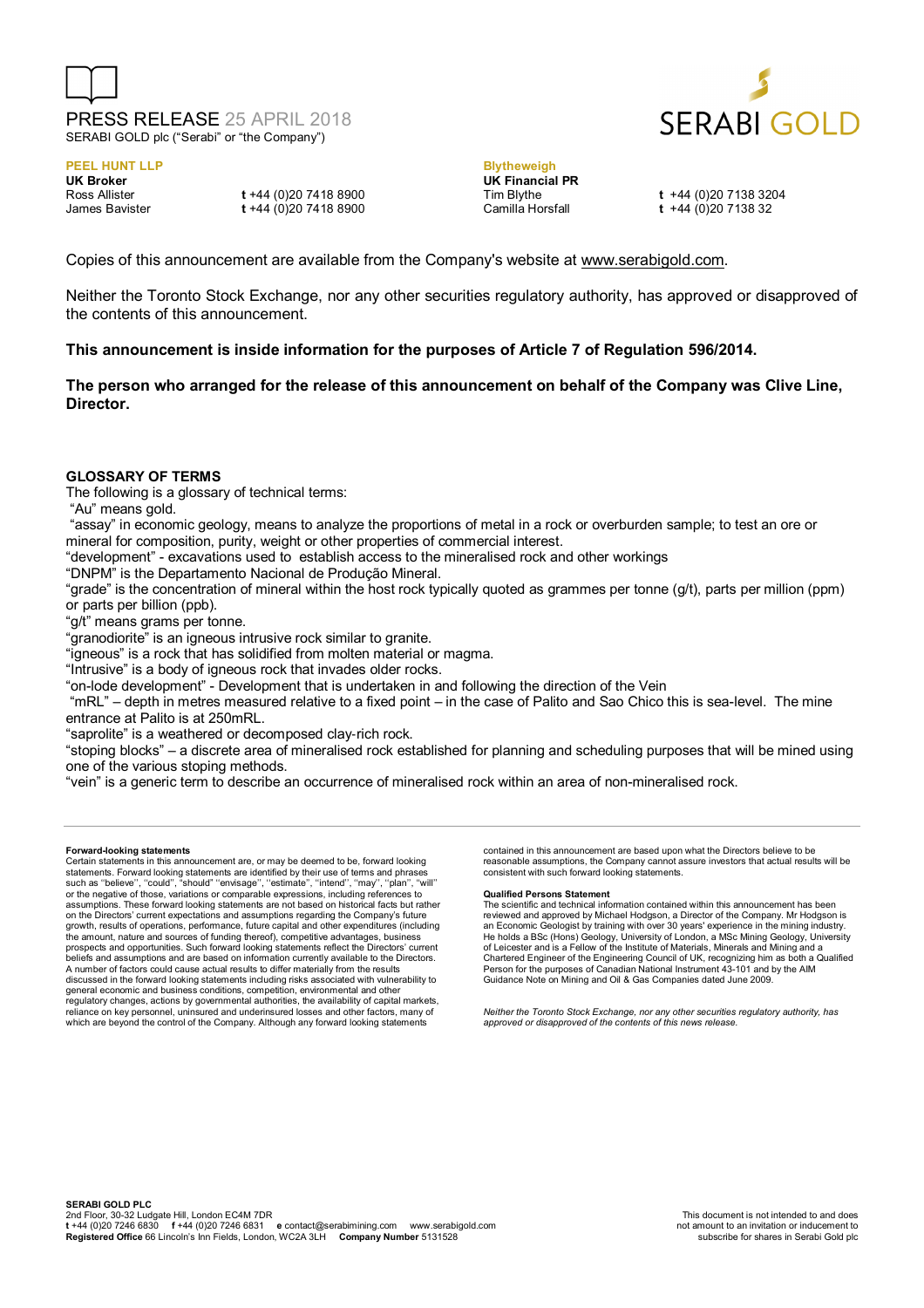PRESS RELEASE 25 APRIL 2018
SERABI GOLD plc ("Serabi" or "the Company")

**PEEL HUNT LLP**
**UK Broker**
Ross Allister t +44 (0)20 7418 8900
James Bavister t +44 (0)20 7418 8900

**Blytheweigh**
**UK Financial PR**
Tim Blythe t +44 (0)20 7138 3204
Camilla Horsfall t +44 (0)20 7138 32

Copies of this announcement are available from the Company's website at www.serabigold.com.

Neither the Toronto Stock Exchange, nor any other securities regulatory authority, has approved or disapproved of the contents of this announcement.

**This announcement is inside information for the purposes of Article 7 of Regulation 596/2014.**

**The person who arranged for the release of this announcement on behalf of the Company was Clive Line, Director.**

## GLOSSARY OF TERMS

The following is a glossary of technical terms:

"Au" means gold.

"assay" in economic geology, means to analyze the proportions of metal in a rock or overburden sample; to test an ore or mineral for composition, purity, weight or other properties of commercial interest.

"development" - excavations used to establish access to the mineralised rock and other workings

"DNPM" is the Departamento Nacional de Produção Mineral.

"grade" is the concentration of mineral within the host rock typically quoted as grammes per tonne (g/t), parts per million (ppm) or parts per billion (ppb).

"g/t" means grams per tonne.

"granodiorite" is an igneous intrusive rock similar to granite.

"igneous" is a rock that has solidified from molten material or magma.

"Intrusive" is a body of igneous rock that invades older rocks.

"on-lode development" - Development that is undertaken in and following the direction of the Vein

"mRL" – depth in metres measured relative to a fixed point – in the case of Palito and Sao Chico this is sea-level. The mine entrance at Palito is at 250mRL.

"saprolite" is a weathered or decomposed clay-rich rock.

"stoping blocks" – a discrete area of mineralised rock established for planning and scheduling purposes that will be mined using one of the various stoping methods.

"vein" is a generic term to describe an occurrence of mineralised rock within an area of non-mineralised rock.

**Forward-looking statements**

Certain statements in this announcement are, or may be deemed to be, forward looking statements. Forward looking statements are identified by their use of terms and phrases such as "believe", "could", "should" "envisage", "estimate", "intend", "may", "plan", "will" or the negative of those, variations or comparable expressions, including references to assumptions. These forward looking statements are not based on historical facts but rather on the Directors' current expectations and assumptions regarding the Company's future growth, results of operations, performance, future capital and other expenditures (including the amount, nature and sources of funding thereof), competitive advantages, business prospects and opportunities. Such forward looking statements reflect the Directors' current beliefs and assumptions and are based on information currently available to the Directors. A number of factors could cause actual results to differ materially from the results discussed in the forward looking statements including risks associated with vulnerability to general economic and business conditions, competition, environmental and other regulatory changes, actions by governmental authorities, the availability of capital markets, reliance on key personnel, uninsured and underinsured losses and other factors, many of which are beyond the control of the Company. Although any forward looking statements contained in this announcement are based upon what the Directors believe to be reasonable assumptions, the Company cannot assure investors that actual results will be consistent with such forward looking statements.

**Qualified Persons Statement**

The scientific and technical information contained within this announcement has been reviewed and approved by Michael Hodgson, a Director of the Company. Mr Hodgson is an Economic Geologist by training with over 30 years' experience in the mining industry. He holds a BSc (Hons) Geology, University of London, a MSc Mining Geology, University of Leicester and is a Fellow of the Institute of Materials, Minerals and Mining and a Chartered Engineer of the Engineering Council of UK, recognizing him as both a Qualified Person for the purposes of Canadian National Instrument 43-101 and by the AIM Guidance Note on Mining and Oil & Gas Companies dated June 2009.

*Neither the Toronto Stock Exchange, nor any other securities regulatory authority, has approved or disapproved of the contents of this news release.*